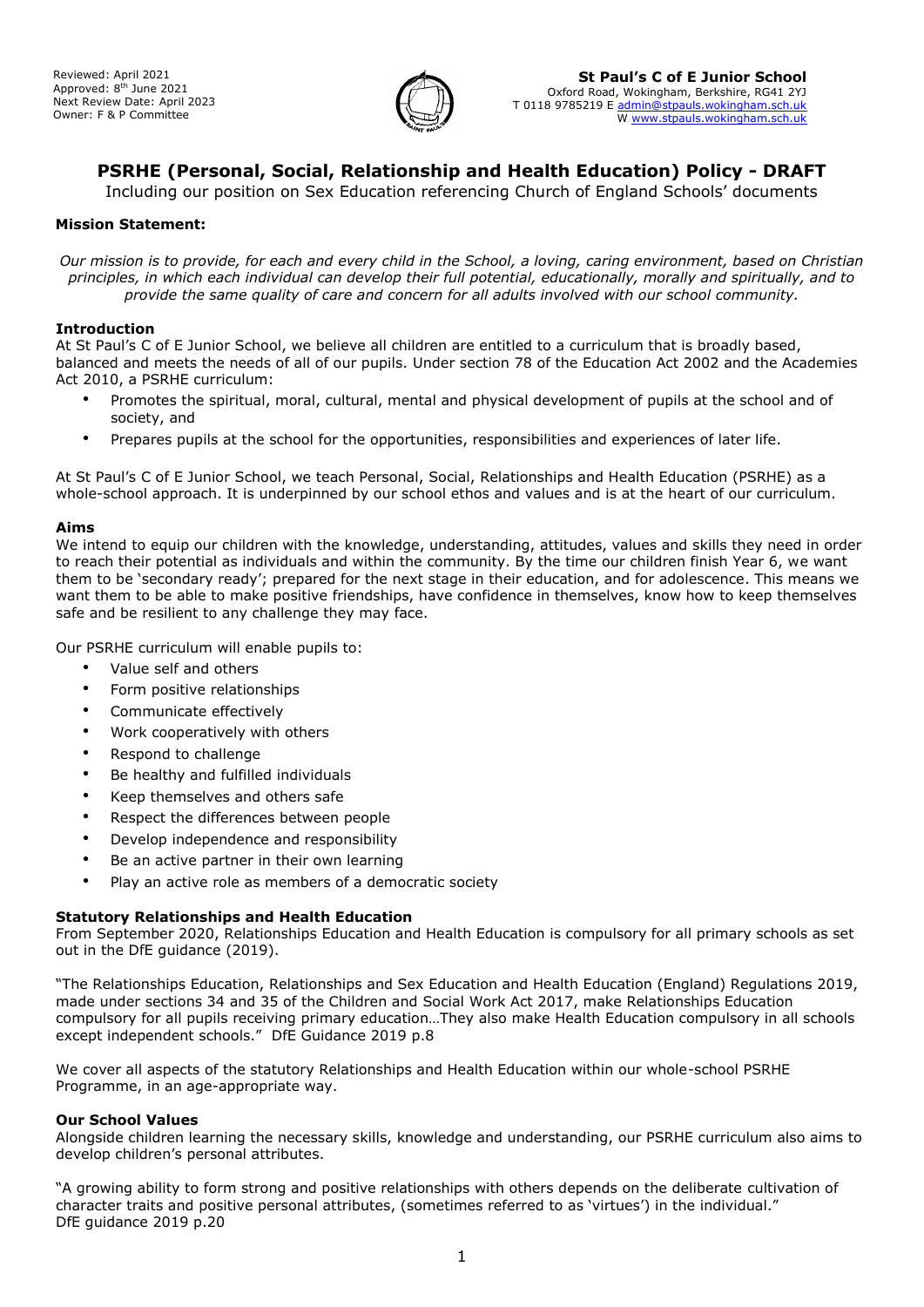Reviewed: April 2021
Approved: 8th June 2021
Next Review Date: April 2023
Owner: F & P Committee

**St Paul's C of E Junior School**
Oxford Road, Wokingham, Berkshire, RG41 2YJ
T 0118 9785219 E admin@stpauls.wokingham.sch.uk
W www.stpauls.wokingham.sch.uk

# PSRHE (Personal, Social, Relationship and Health Education) Policy - DRAFT

Including our position on Sex Education referencing Church of England Schools' documents

**Mission Statement:**

*Our mission is to provide, for each and every child in the School, a loving, caring environment, based on Christian principles, in which each individual can develop their full potential, educationally, morally and spiritually, and to provide the same quality of care and concern for all adults involved with our school community.*

## Introduction

At St Paul's C of E Junior School, we believe all children are entitled to a curriculum that is broadly based, balanced and meets the needs of all of our pupils. Under section 78 of the Education Act 2002 and the Academies Act 2010, a PSRHE curriculum:

- Promotes the spiritual, moral, cultural, mental and physical development of pupils at the school and of society, and
- Prepares pupils at the school for the opportunities, responsibilities and experiences of later life.

At St Paul's C of E Junior School, we teach Personal, Social, Relationships and Health Education (PSRHE) as a whole-school approach. It is underpinned by our school ethos and values and is at the heart of our curriculum.

## Aims

We intend to equip our children with the knowledge, understanding, attitudes, values and skills they need in order to reach their potential as individuals and within the community. By the time our children finish Year 6, we want them to be 'secondary ready'; prepared for the next stage in their education, and for adolescence. This means we want them to be able to make positive friendships, have confidence in themselves, know how to keep themselves safe and be resilient to any challenge they may face.

Our PSRHE curriculum will enable pupils to:

- Value self and others
- Form positive relationships
- Communicate effectively
- Work cooperatively with others
- Respond to challenge
- Be healthy and fulfilled individuals
- Keep themselves and others safe
- Respect the differences between people
- Develop independence and responsibility
- Be an active partner in their own learning
- Play an active role as members of a democratic society

## Statutory Relationships and Health Education

From September 2020, Relationships Education and Health Education is compulsory for all primary schools as set out in the DfE guidance (2019).

"The Relationships Education, Relationships and Sex Education and Health Education (England) Regulations 2019, made under sections 34 and 35 of the Children and Social Work Act 2017, make Relationships Education compulsory for all pupils receiving primary education…They also make Health Education compulsory in all schools except independent schools." DfE Guidance 2019 p.8

We cover all aspects of the statutory Relationships and Health Education within our whole-school PSRHE Programme, in an age-appropriate way.

## Our School Values

Alongside children learning the necessary skills, knowledge and understanding, our PSRHE curriculum also aims to develop children's personal attributes.

"A growing ability to form strong and positive relationships with others depends on the deliberate cultivation of character traits and positive personal attributes, (sometimes referred to as 'virtues') in the individual."
DfE guidance 2019 p.20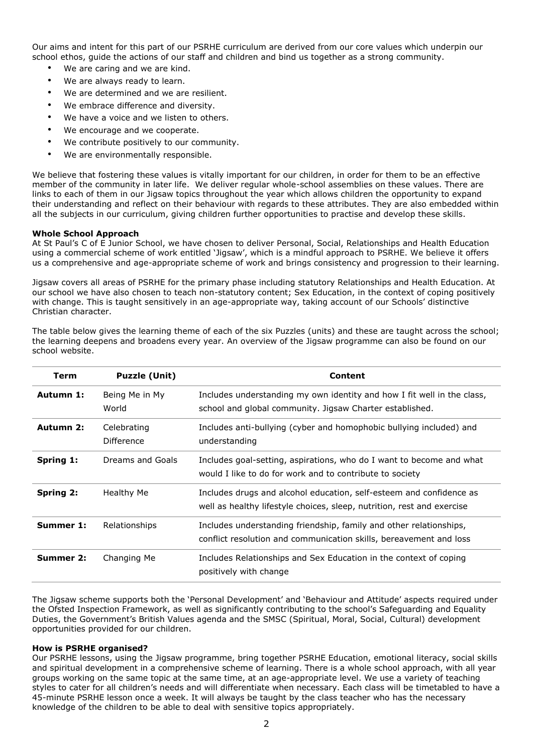Our aims and intent for this part of our PSRHE curriculum are derived from our core values which underpin our school ethos, guide the actions of our staff and children and bind us together as a strong community.

- We are caring and we are kind.
- We are always ready to learn.
- We are determined and we are resilient.
- We embrace difference and diversity.
- We have a voice and we listen to others.
- We encourage and we cooperate.
- We contribute positively to our community.
- We are environmentally responsible.

We believe that fostering these values is vitally important for our children, in order for them to be an effective member of the community in later life. We deliver regular whole-school assemblies on these values. There are links to each of them in our Jigsaw topics throughout the year which allows children the opportunity to expand their understanding and reflect on their behaviour with regards to these attributes. They are also embedded within all the subjects in our curriculum, giving children further opportunities to practise and develop these skills.

**Whole School Approach**

At St Paul's C of E Junior School, we have chosen to deliver Personal, Social, Relationships and Health Education using a commercial scheme of work entitled 'Jigsaw', which is a mindful approach to PSRHE. We believe it offers us a comprehensive and age-appropriate scheme of work and brings consistency and progression to their learning.

Jigsaw covers all areas of PSRHE for the primary phase including statutory Relationships and Health Education. At our school we have also chosen to teach non-statutory content; Sex Education, in the context of coping positively with change. This is taught sensitively in an age-appropriate way, taking account of our Schools' distinctive Christian character.

The table below gives the learning theme of each of the six Puzzles (units) and these are taught across the school; the learning deepens and broadens every year. An overview of the Jigsaw programme can also be found on our school website.

| Term | Puzzle (Unit) | Content |
|---|---|---|
| **Autumn 1:** | Being Me in My World | Includes understanding my own identity and how I fit well in the class, school and global community. Jigsaw Charter established. |
| **Autumn 2:** | Celebrating Difference | Includes anti-bullying (cyber and homophobic bullying included) and understanding |
| **Spring 1:** | Dreams and Goals | Includes goal-setting, aspirations, who do I want to become and what would I like to do for work and to contribute to society |
| **Spring 2:** | Healthy Me | Includes drugs and alcohol education, self-esteem and confidence as well as healthy lifestyle choices, sleep, nutrition, rest and exercise |
| **Summer 1:** | Relationships | Includes understanding friendship, family and other relationships, conflict resolution and communication skills, bereavement and loss |
| **Summer 2:** | Changing Me | Includes Relationships and Sex Education in the context of coping positively with change |

The Jigsaw scheme supports both the 'Personal Development' and 'Behaviour and Attitude' aspects required under the Ofsted Inspection Framework, as well as significantly contributing to the school's Safeguarding and Equality Duties, the Government's British Values agenda and the SMSC (Spiritual, Moral, Social, Cultural) development opportunities provided for our children.

**How is PSRHE organised?**

Our PSRHE lessons, using the Jigsaw programme, bring together PSRHE Education, emotional literacy, social skills and spiritual development in a comprehensive scheme of learning. There is a whole school approach, with all year groups working on the same topic at the same time, at an age-appropriate level. We use a variety of teaching styles to cater for all children's needs and will differentiate when necessary. Each class will be timetabled to have a 45-minute PSRHE lesson once a week. It will always be taught by the class teacher who has the necessary knowledge of the children to be able to deal with sensitive topics appropriately.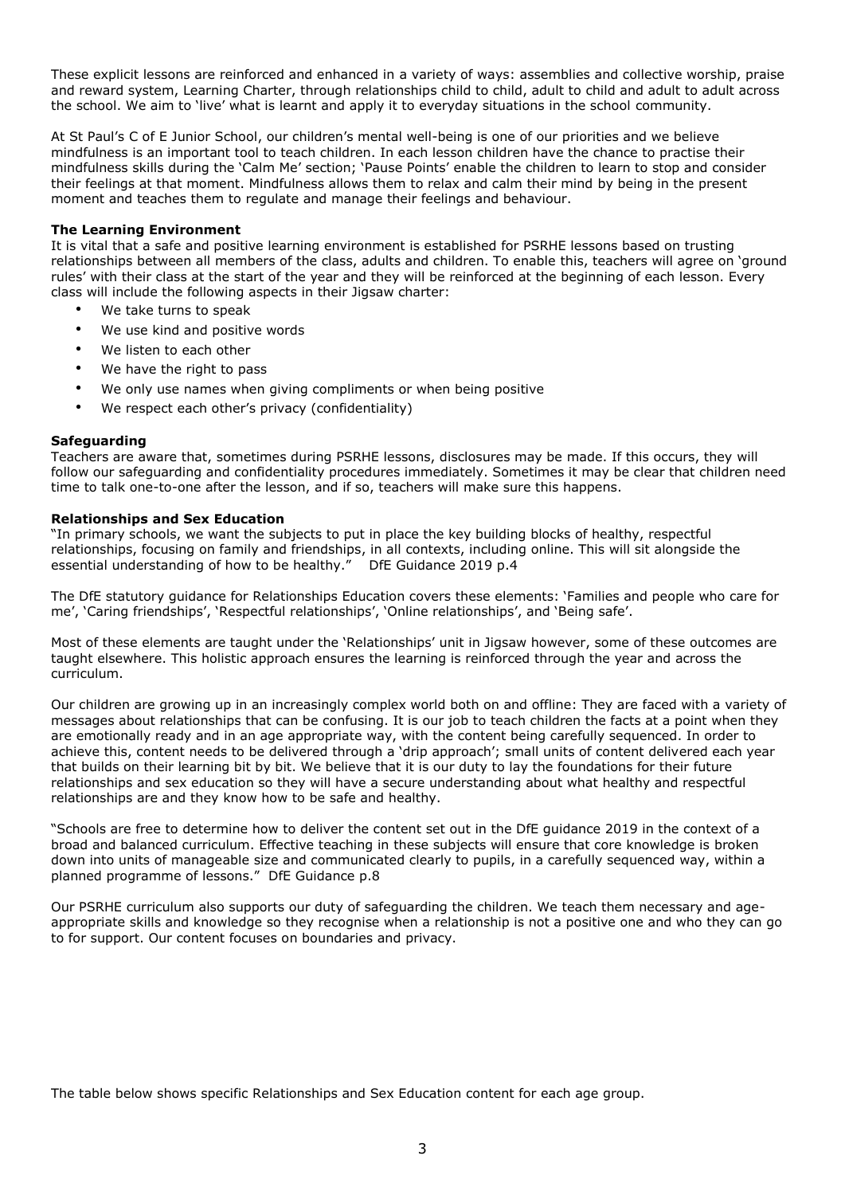These explicit lessons are reinforced and enhanced in a variety of ways: assemblies and collective worship, praise and reward system, Learning Charter, through relationships child to child, adult to child and adult to adult across the school. We aim to 'live' what is learnt and apply it to everyday situations in the school community.

At St Paul's C of E Junior School, our children's mental well-being is one of our priorities and we believe mindfulness is an important tool to teach children. In each lesson children have the chance to practise their mindfulness skills during the 'Calm Me' section; 'Pause Points' enable the children to learn to stop and consider their feelings at that moment. Mindfulness allows them to relax and calm their mind by being in the present moment and teaches them to regulate and manage their feelings and behaviour.

**The Learning Environment**

It is vital that a safe and positive learning environment is established for PSRHE lessons based on trusting relationships between all members of the class, adults and children. To enable this, teachers will agree on 'ground rules' with their class at the start of the year and they will be reinforced at the beginning of each lesson. Every class will include the following aspects in their Jigsaw charter:

- We take turns to speak
- We use kind and positive words
- We listen to each other
- We have the right to pass
- We only use names when giving compliments or when being positive
- We respect each other's privacy (confidentiality)

**Safeguarding**

Teachers are aware that, sometimes during PSRHE lessons, disclosures may be made. If this occurs, they will follow our safeguarding and confidentiality procedures immediately. Sometimes it may be clear that children need time to talk one-to-one after the lesson, and if so, teachers will make sure this happens.

**Relationships and Sex Education**

"In primary schools, we want the subjects to put in place the key building blocks of healthy, respectful relationships, focusing on family and friendships, in all contexts, including online. This will sit alongside the essential understanding of how to be healthy." DfE Guidance 2019 p.4

The DfE statutory guidance for Relationships Education covers these elements: 'Families and people who care for me', 'Caring friendships', 'Respectful relationships', 'Online relationships', and 'Being safe'.

Most of these elements are taught under the 'Relationships' unit in Jigsaw however, some of these outcomes are taught elsewhere. This holistic approach ensures the learning is reinforced through the year and across the curriculum.

Our children are growing up in an increasingly complex world both on and offline: They are faced with a variety of messages about relationships that can be confusing. It is our job to teach children the facts at a point when they are emotionally ready and in an age appropriate way, with the content being carefully sequenced. In order to achieve this, content needs to be delivered through a 'drip approach'; small units of content delivered each year that builds on their learning bit by bit. We believe that it is our duty to lay the foundations for their future relationships and sex education so they will have a secure understanding about what healthy and respectful relationships are and they know how to be safe and healthy.

"Schools are free to determine how to deliver the content set out in the DfE guidance 2019 in the context of a broad and balanced curriculum. Effective teaching in these subjects will ensure that core knowledge is broken down into units of manageable size and communicated clearly to pupils, in a carefully sequenced way, within a planned programme of lessons." DfE Guidance p.8

Our PSRHE curriculum also supports our duty of safeguarding the children. We teach them necessary and age-appropriate skills and knowledge so they recognise when a relationship is not a positive one and who they can go to for support. Our content focuses on boundaries and privacy.

The table below shows specific Relationships and Sex Education content for each age group.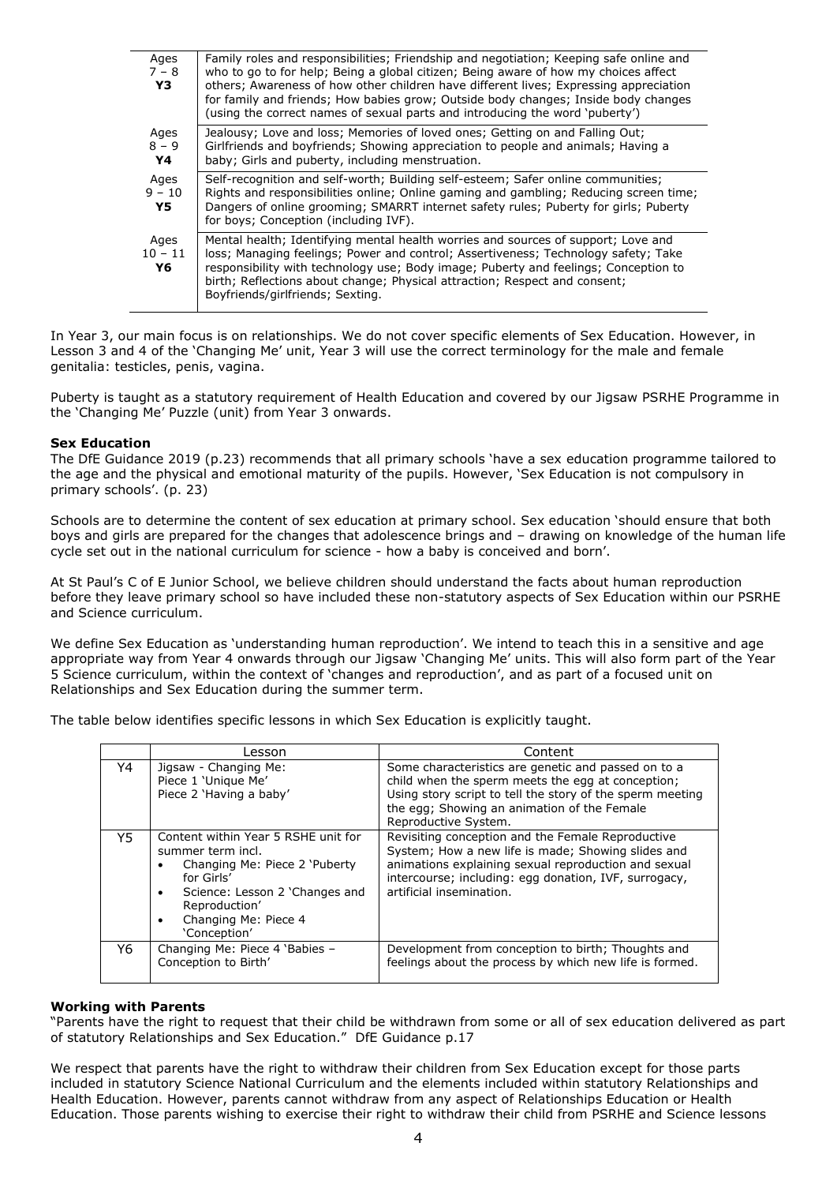| | |
|---|---|
| Ages 7 – 8 **Y3** | Family roles and responsibilities; Friendship and negotiation; Keeping safe online and who to go to for help; Being a global citizen; Being aware of how my choices affect others; Awareness of how other children have different lives; Expressing appreciation for family and friends; How babies grow; Outside body changes; Inside body changes (using the correct names of sexual parts and introducing the word 'puberty') |
| Ages 8 – 9 **Y4** | Jealousy; Love and loss; Memories of loved ones; Getting on and Falling Out; Girlfriends and boyfriends; Showing appreciation to people and animals; Having a baby; Girls and puberty, including menstruation. |
| Ages 9 – 10 **Y5** | Self-recognition and self-worth; Building self-esteem; Safer online communities; Rights and responsibilities online; Online gaming and gambling; Reducing screen time; Dangers of online grooming; SMARRT internet safety rules; Puberty for girls; Puberty for boys; Conception (including IVF). |
| Ages 10 – 11 **Y6** | Mental health; Identifying mental health worries and sources of support; Love and loss; Managing feelings; Power and control; Assertiveness; Technology safety; Take responsibility with technology use; Body image; Puberty and feelings; Conception to birth; Reflections about change; Physical attraction; Respect and consent; Boyfriends/girlfriends; Sexting. |

In Year 3, our main focus is on relationships. We do not cover specific elements of Sex Education. However, in Lesson 3 and 4 of the 'Changing Me' unit, Year 3 will use the correct terminology for the male and female genitalia: testicles, penis, vagina.

Puberty is taught as a statutory requirement of Health Education and covered by our Jigsaw PSRHE Programme in the 'Changing Me' Puzzle (unit) from Year 3 onwards.

**Sex Education**

The DfE Guidance 2019 (p.23) recommends that all primary schools 'have a sex education programme tailored to the age and the physical and emotional maturity of the pupils. However, 'Sex Education is not compulsory in primary schools'. (p. 23)

Schools are to determine the content of sex education at primary school. Sex education 'should ensure that both boys and girls are prepared for the changes that adolescence brings and – drawing on knowledge of the human life cycle set out in the national curriculum for science - how a baby is conceived and born'.

At St Paul's C of E Junior School, we believe children should understand the facts about human reproduction before they leave primary school so have included these non-statutory aspects of Sex Education within our PSRHE and Science curriculum.

We define Sex Education as 'understanding human reproduction'. We intend to teach this in a sensitive and age appropriate way from Year 4 onwards through our Jigsaw 'Changing Me' units. This will also form part of the Year 5 Science curriculum, within the context of 'changes and reproduction', and as part of a focused unit on Relationships and Sex Education during the summer term.

The table below identifies specific lessons in which Sex Education is explicitly taught.

| | Lesson | Content |
|---|---|---|
| Y4 | Jigsaw - Changing Me:<br>Piece 1 'Unique Me'<br>Piece 2 'Having a baby' | Some characteristics are genetic and passed on to a child when the sperm meets the egg at conception; Using story script to tell the story of the sperm meeting the egg; Showing an animation of the Female Reproductive System. |
| Y5 | Content within Year 5 RSHE unit for summer term incl.<br>• Changing Me: Piece 2 'Puberty for Girls'<br>• Science: Lesson 2 'Changes and Reproduction'<br>• Changing Me: Piece 4 'Conception' | Revisiting conception and the Female Reproductive System; How a new life is made; Showing slides and animations explaining sexual reproduction and sexual intercourse; including: egg donation, IVF, surrogacy, artificial insemination. |
| Y6 | Changing Me: Piece 4 'Babies – Conception to Birth' | Development from conception to birth; Thoughts and feelings about the process by which new life is formed. |

**Working with Parents**

"Parents have the right to request that their child be withdrawn from some or all of sex education delivered as part of statutory Relationships and Sex Education." DfE Guidance p.17

We respect that parents have the right to withdraw their children from Sex Education except for those parts included in statutory Science National Curriculum and the elements included within statutory Relationships and Health Education. However, parents cannot withdraw from any aspect of Relationships Education or Health Education. Those parents wishing to exercise their right to withdraw their child from PSRHE and Science lessons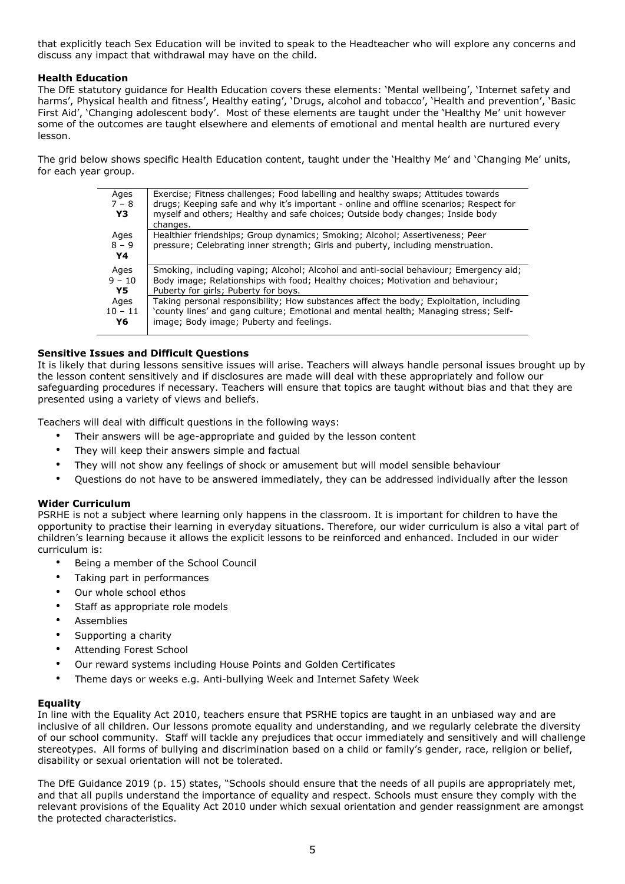that explicitly teach Sex Education will be invited to speak to the Headteacher who will explore any concerns and discuss any impact that withdrawal may have on the child.

**Health Education**

The DfE statutory guidance for Health Education covers these elements: 'Mental wellbeing', 'Internet safety and harms', Physical health and fitness', Healthy eating', 'Drugs, alcohol and tobacco', 'Health and prevention', 'Basic First Aid', 'Changing adolescent body'. Most of these elements are taught under the 'Healthy Me' unit however some of the outcomes are taught elsewhere and elements of emotional and mental health are nurtured every lesson.

The grid below shows specific Health Education content, taught under the 'Healthy Me' and 'Changing Me' units, for each year group.

| | |
|---|---|
| Ages 7 – 8 **Y3** | Exercise; Fitness challenges; Food labelling and healthy swaps; Attitudes towards drugs; Keeping safe and why it's important - online and offline scenarios; Respect for myself and others; Healthy and safe choices; Outside body changes; Inside body changes. |
| Ages 8 – 9 **Y4** | Healthier friendships; Group dynamics; Smoking; Alcohol; Assertiveness; Peer pressure; Celebrating inner strength; Girls and puberty, including menstruation. |
| Ages 9 – 10 **Y5** | Smoking, including vaping; Alcohol; Alcohol and anti-social behaviour; Emergency aid; Body image; Relationships with food; Healthy choices; Motivation and behaviour; Puberty for girls; Puberty for boys. |
| Ages 10 – 11 **Y6** | Taking personal responsibility; How substances affect the body; Exploitation, including 'county lines' and gang culture; Emotional and mental health; Managing stress; Self-image; Body image; Puberty and feelings. |

**Sensitive Issues and Difficult Questions**

It is likely that during lessons sensitive issues will arise. Teachers will always handle personal issues brought up by the lesson content sensitively and if disclosures are made will deal with these appropriately and follow our safeguarding procedures if necessary. Teachers will ensure that topics are taught without bias and that they are presented using a variety of views and beliefs.

Teachers will deal with difficult questions in the following ways:

- Their answers will be age-appropriate and guided by the lesson content
- They will keep their answers simple and factual
- They will not show any feelings of shock or amusement but will model sensible behaviour
- Questions do not have to be answered immediately, they can be addressed individually after the lesson

**Wider Curriculum**

PSRHE is not a subject where learning only happens in the classroom. It is important for children to have the opportunity to practise their learning in everyday situations. Therefore, our wider curriculum is also a vital part of children's learning because it allows the explicit lessons to be reinforced and enhanced. Included in our wider curriculum is:

- Being a member of the School Council
- Taking part in performances
- Our whole school ethos
- Staff as appropriate role models
- Assemblies
- Supporting a charity
- Attending Forest School
- Our reward systems including House Points and Golden Certificates
- Theme days or weeks e.g. Anti-bullying Week and Internet Safety Week

**Equality**

In line with the Equality Act 2010, teachers ensure that PSRHE topics are taught in an unbiased way and are inclusive of all children. Our lessons promote equality and understanding, and we regularly celebrate the diversity of our school community. Staff will tackle any prejudices that occur immediately and sensitively and will challenge stereotypes. All forms of bullying and discrimination based on a child or family's gender, race, religion or belief, disability or sexual orientation will not be tolerated.

The DfE Guidance 2019 (p. 15) states, "Schools should ensure that the needs of all pupils are appropriately met, and that all pupils understand the importance of equality and respect. Schools must ensure they comply with the relevant provisions of the Equality Act 2010 under which sexual orientation and gender reassignment are amongst the protected characteristics.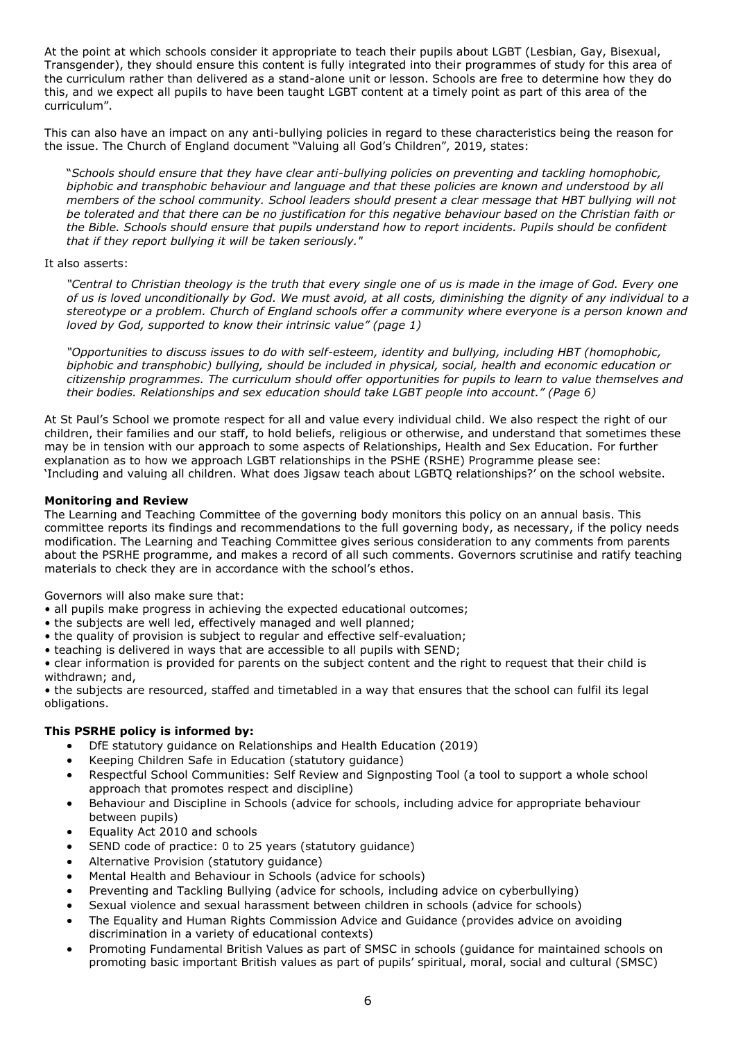At the point at which schools consider it appropriate to teach their pupils about LGBT (Lesbian, Gay, Bisexual, Transgender), they should ensure this content is fully integrated into their programmes of study for this area of the curriculum rather than delivered as a stand-alone unit or lesson. Schools are free to determine how they do this, and we expect all pupils to have been taught LGBT content at a timely point as part of this area of the curriculum".

This can also have an impact on any anti-bullying policies in regard to these characteristics being the reason for the issue. The Church of England document "Valuing all God's Children", 2019, states:

> "*Schools should ensure that they have clear anti-bullying policies on preventing and tackling homophobic, biphobic and transphobic behaviour and language and that these policies are known and understood by all members of the school community. School leaders should present a clear message that HBT bullying will not be tolerated and that there can be no justification for this negative behaviour based on the Christian faith or the Bible. Schools should ensure that pupils understand how to report incidents. Pupils should be confident that if they report bullying it will be taken seriously."*

It also asserts:

> *"Central to Christian theology is the truth that every single one of us is made in the image of God. Every one of us is loved unconditionally by God. We must avoid, at all costs, diminishing the dignity of any individual to a stereotype or a problem. Church of England schools offer a community where everyone is a person known and loved by God, supported to know their intrinsic value" (page 1)*

> *"Opportunities to discuss issues to do with self-esteem, identity and bullying, including HBT (homophobic, biphobic and transphobic) bullying, should be included in physical, social, health and economic education or citizenship programmes. The curriculum should offer opportunities for pupils to learn to value themselves and their bodies. Relationships and sex education should take LGBT people into account." (Page 6)*

At St Paul's School we promote respect for all and value every individual child. We also respect the right of our children, their families and our staff, to hold beliefs, religious or otherwise, and understand that sometimes these may be in tension with our approach to some aspects of Relationships, Health and Sex Education. For further explanation as to how we approach LGBT relationships in the PSHE (RSHE) Programme please see: 'Including and valuing all children. What does Jigsaw teach about LGBTQ relationships?' on the school website.

**Monitoring and Review**

The Learning and Teaching Committee of the governing body monitors this policy on an annual basis. This committee reports its findings and recommendations to the full governing body, as necessary, if the policy needs modification. The Learning and Teaching Committee gives serious consideration to any comments from parents about the PSRHE programme, and makes a record of all such comments. Governors scrutinise and ratify teaching materials to check they are in accordance with the school's ethos.

Governors will also make sure that:

- all pupils make progress in achieving the expected educational outcomes;
- the subjects are well led, effectively managed and well planned;
- the quality of provision is subject to regular and effective self-evaluation;
- teaching is delivered in ways that are accessible to all pupils with SEND;
- clear information is provided for parents on the subject content and the right to request that their child is withdrawn; and,
- the subjects are resourced, staffed and timetabled in a way that ensures that the school can fulfil its legal obligations.

**This PSRHE policy is informed by:**

- DfE statutory guidance on Relationships and Health Education (2019)
- Keeping Children Safe in Education (statutory guidance)
- Respectful School Communities: Self Review and Signposting Tool (a tool to support a whole school approach that promotes respect and discipline)
- Behaviour and Discipline in Schools (advice for schools, including advice for appropriate behaviour between pupils)
- Equality Act 2010 and schools
- SEND code of practice: 0 to 25 years (statutory guidance)
- Alternative Provision (statutory guidance)
- Mental Health and Behaviour in Schools (advice for schools)
- Preventing and Tackling Bullying (advice for schools, including advice on cyberbullying)
- Sexual violence and sexual harassment between children in schools (advice for schools)
- The Equality and Human Rights Commission Advice and Guidance (provides advice on avoiding discrimination in a variety of educational contexts)
- Promoting Fundamental British Values as part of SMSC in schools (guidance for maintained schools on promoting basic important British values as part of pupils' spiritual, moral, social and cultural (SMSC)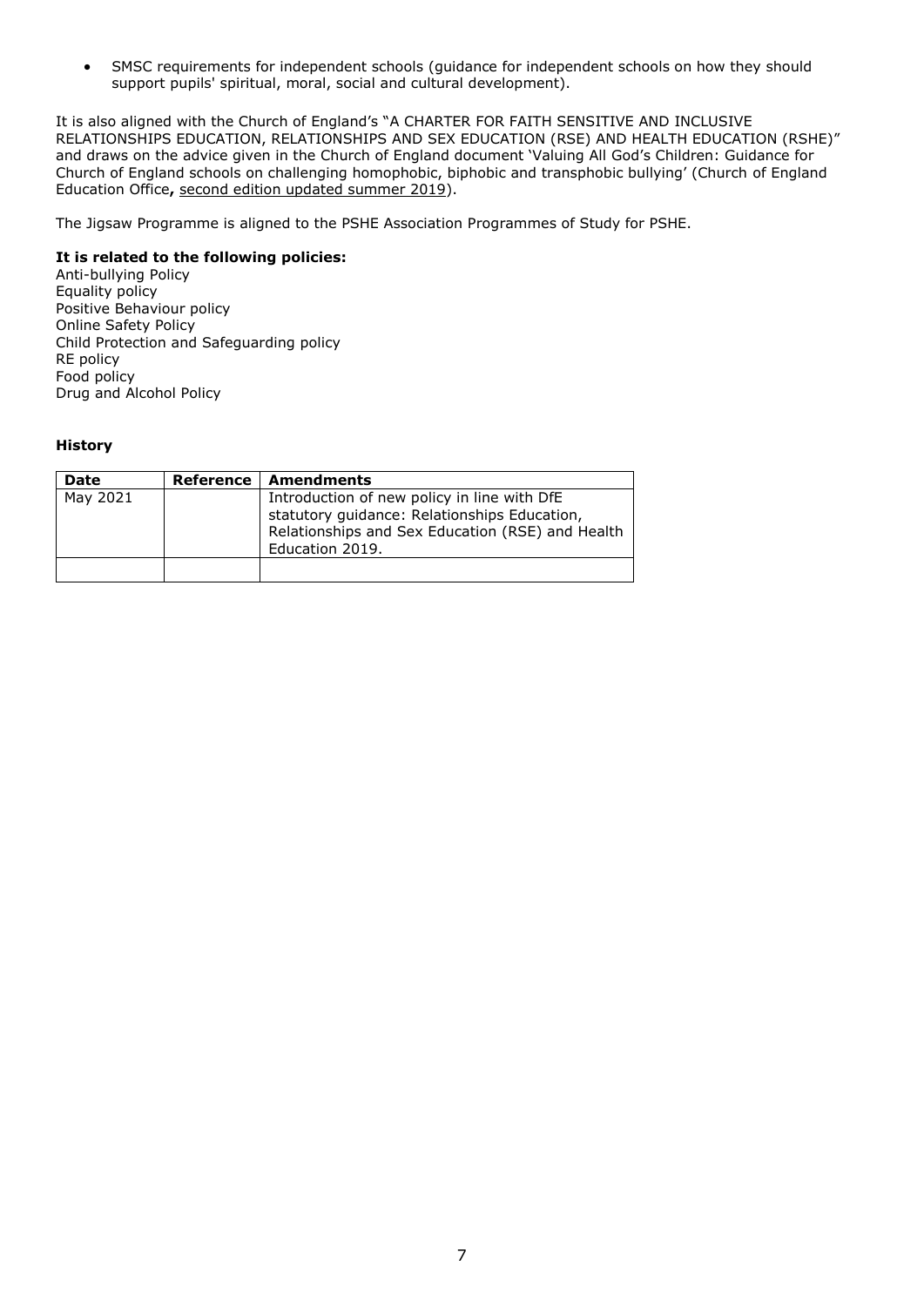- SMSC requirements for independent schools (guidance for independent schools on how they should support pupils' spiritual, moral, social and cultural development).

It is also aligned with the Church of England's "A CHARTER FOR FAITH SENSITIVE AND INCLUSIVE RELATIONSHIPS EDUCATION, RELATIONSHIPS AND SEX EDUCATION (RSE) AND HEALTH EDUCATION (RSHE)" and draws on the advice given in the Church of England document 'Valuing All God's Children: Guidance for Church of England schools on challenging homophobic, biphobic and transphobic bullying' (Church of England Education Office**,** second edition updated summer 2019).

The Jigsaw Programme is aligned to the PSHE Association Programmes of Study for PSHE.

**It is related to the following policies:**
Anti-bullying Policy
Equality policy
Positive Behaviour policy
Online Safety Policy
Child Protection and Safeguarding policy
RE policy
Food policy
Drug and Alcohol Policy

**History**

| Date | Reference | Amendments |
|---|---|---|
| May 2021 | | Introduction of new policy in line with DfE statutory guidance: Relationships Education, Relationships and Sex Education (RSE) and Health Education 2019. |
| | | |